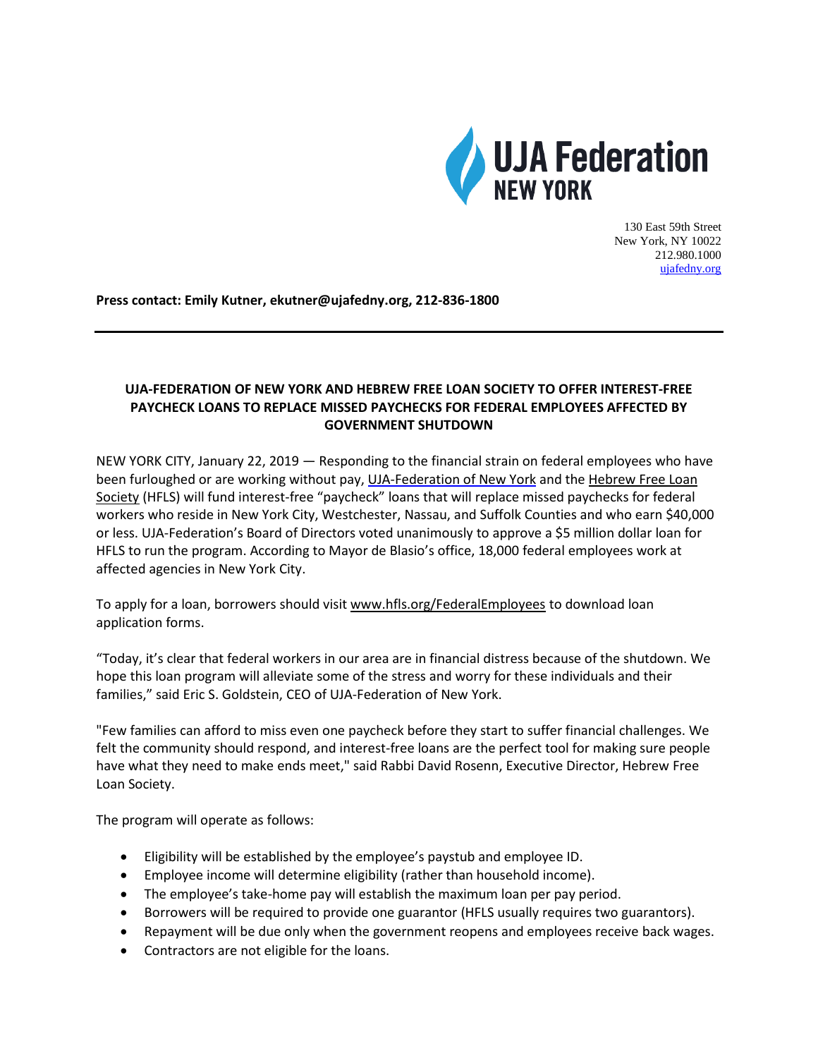UJA Federation NEW YORK

130 East 59th Street
New York, NY 10022
212.980.1000
ujafedny.org

**Press contact: Emily Kutner, ekutner@ujafedny.org, 212-836-1800**

---

**UJA-FEDERATION OF NEW YORK AND HEBREW FREE LOAN SOCIETY TO OFFER INTEREST-FREE PAYCHECK LOANS TO REPLACE MISSED PAYCHECKS FOR FEDERAL EMPLOYEES AFFECTED BY GOVERNMENT SHUTDOWN**

NEW YORK CITY, January 22, 2019 — Responding to the financial strain on federal employees who have been furloughed or are working without pay, UJA-Federation of New York and the Hebrew Free Loan Society (HFLS) will fund interest-free "paycheck" loans that will replace missed paychecks for federal workers who reside in New York City, Westchester, Nassau, and Suffolk Counties and who earn $40,000 or less. UJA-Federation's Board of Directors voted unanimously to approve a $5 million dollar loan for HFLS to run the program. According to Mayor de Blasio's office, 18,000 federal employees work at affected agencies in New York City.

To apply for a loan, borrowers should visit www.hfls.org/FederalEmployees to download loan application forms.

"Today, it's clear that federal workers in our area are in financial distress because of the shutdown. We hope this loan program will alleviate some of the stress and worry for these individuals and their families," said Eric S. Goldstein, CEO of UJA-Federation of New York.

"Few families can afford to miss even one paycheck before they start to suffer financial challenges. We felt the community should respond, and interest-free loans are the perfect tool for making sure people have what they need to make ends meet," said Rabbi David Rosenn, Executive Director, Hebrew Free Loan Society.

The program will operate as follows:

- Eligibility will be established by the employee's paystub and employee ID.
- Employee income will determine eligibility (rather than household income).
- The employee's take-home pay will establish the maximum loan per pay period.
- Borrowers will be required to provide one guarantor (HFLS usually requires two guarantors).
- Repayment will be due only when the government reopens and employees receive back wages.
- Contractors are not eligible for the loans.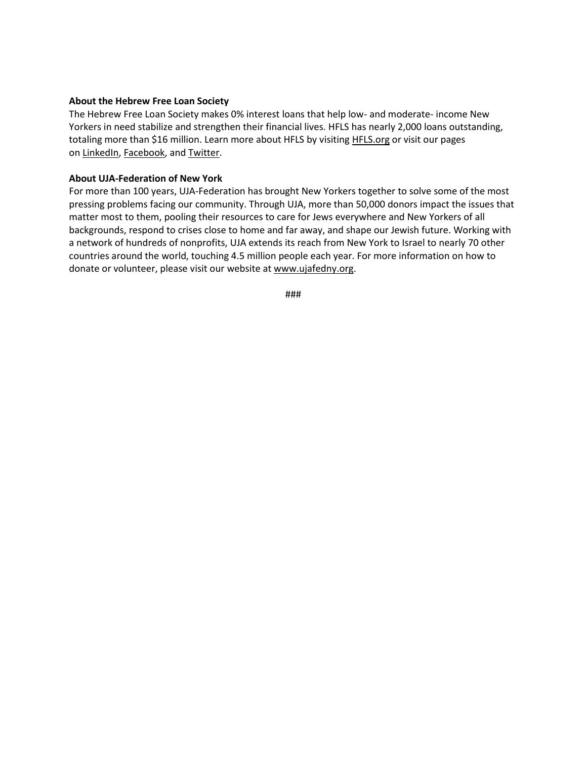**About the Hebrew Free Loan Society**

The Hebrew Free Loan Society makes 0% interest loans that help low- and moderate- income New Yorkers in need stabilize and strengthen their financial lives. HFLS has nearly 2,000 loans outstanding, totaling more than $16 million. Learn more about HFLS by visiting HFLS.org or visit our pages on LinkedIn, Facebook, and Twitter.

**About UJA-Federation of New York**

For more than 100 years, UJA-Federation has brought New Yorkers together to solve some of the most pressing problems facing our community. Through UJA, more than 50,000 donors impact the issues that matter most to them, pooling their resources to care for Jews everywhere and New Yorkers of all backgrounds, respond to crises close to home and far away, and shape our Jewish future. Working with a network of hundreds of nonprofits, UJA extends its reach from New York to Israel to nearly 70 other countries around the world, touching 4.5 million people each year. For more information on how to donate or volunteer, please visit our website at www.ujafedny.org.

###